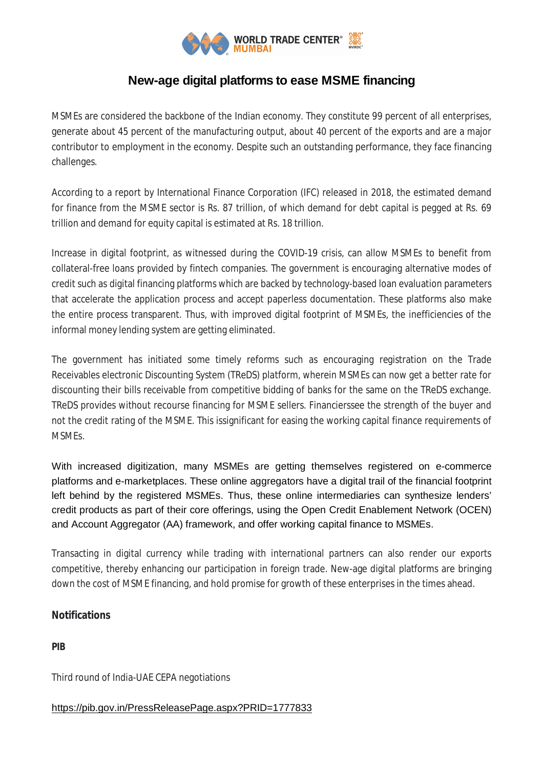# New-age digital platforms to ease MSME financing

MSMEs are considered the backbone of the Indian economy. They constitute 99 percent of all enterprises, generate about 45 percent of the manufacturing output, about 40 percent of the exports and are a major contributor to employment in the economy. Despite such an outstanding performance, they face financing challenges.

According to a report by International Finance Corporation (IFC) released in 2018, the estimated demand for finance from the MSME sector is Rs. 87 trillion, of which demand for debt capital is pegged at Rs. 69 trillion and demand for equity capital is estimated at Rs. 18 trillion.

Increase in digital footprint, as witnessed during the COVID-19 crisis, can allow MSMEs to benefit from collateral-free loans provided by fintech companies. The government is encouraging alternative modes of credit such as digital financing platforms which are backed by technology-based loan evaluation parameters that accelerate the application process and accept paperless documentation. These platforms also make the entire process transparent. Thus, with improved digital footprint of MSMEs, the inefficiencies of the informal money lending system are getting eliminated.

The government has initiated some timely reforms such as encouraging registration on the Trade Receivables electronic Discounting System (TReDS) platform, wherein MSMEs can now get a better rate for discounting their bills receivable from competitive bidding of banks for the same on the TReDS exchange. TReDS provides without recourse financing for MSME sellers. Financierssee the strength of the buyer and not the credit rating of the MSME. This issignificant for easing the working capital finance requirements of MSMEs.

With increased digitization, many MSMEs are getting themselves registered on e-commerce platforms and e-marketplaces. These online aggregators have a digital trail of the financial footprint left behind by the registered MSMEs. Thus, these online intermediaries can synthesize lenders' credit products as part of their core offerings, using the Open Credit Enablement Network (OCEN) and Account Aggregator (AA) framework, and offer working capital finance to MSMEs.

Transacting in digital currency while trading with international partners can also render our exports competitive, thereby enhancing our participation in foreign trade. New-age digital platforms are bringing down the cost of MSME financing, and hold promise for growth of these enterprises in the times ahead.

**Notifications**

**PIB**

Third round of India-UAE CEPA negotiations

https://pib.gov.in/PressReleasePage.aspx?PRID=1777833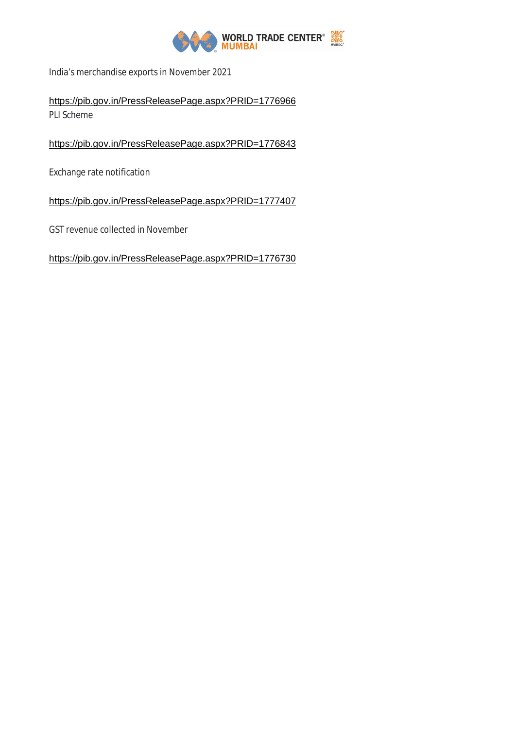India's merchandise exports in November 2021

https://pib.gov.in/PressReleasePage.aspx?PRID=1776966

PLI Scheme

https://pib.gov.in/PressReleasePage.aspx?PRID=1776843

Exchange rate notification

https://pib.gov.in/PressReleasePage.aspx?PRID=1777407

GST revenue collected in November

https://pib.gov.in/PressReleasePage.aspx?PRID=1776730